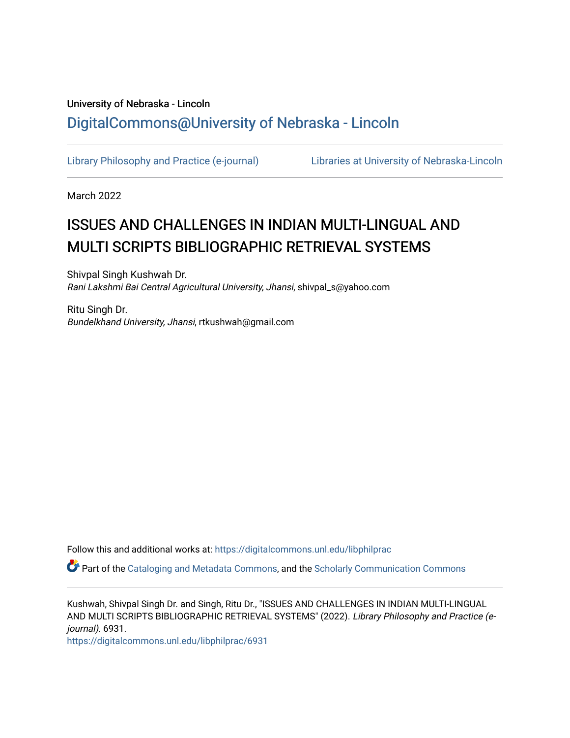University of Nebraska - Lincoln

## DigitalCommons@University of Nebraska - Lincoln

Library Philosophy and Practice (e-journal)

Libraries at University of Nebraska-Lincoln

March 2022

# ISSUES AND CHALLENGES IN INDIAN MULTI-LINGUAL AND MULTI SCRIPTS BIBLIOGRAPHIC RETRIEVAL SYSTEMS

Shivpal Singh Kushwah Dr.
*Rani Lakshmi Bai Central Agricultural University, Jhansi*, shivpal_s@yahoo.com

Ritu Singh Dr.
*Bundelkhand University, Jhansi*, rtkushwah@gmail.com

Follow this and additional works at: https://digitalcommons.unl.edu/libphilprac

Part of the Cataloging and Metadata Commons, and the Scholarly Communication Commons

Kushwah, Shivpal Singh Dr. and Singh, Ritu Dr., "ISSUES AND CHALLENGES IN INDIAN MULTI-LINGUAL AND MULTI SCRIPTS BIBLIOGRAPHIC RETRIEVAL SYSTEMS" (2022). *Library Philosophy and Practice (e-journal)*. 6931.
https://digitalcommons.unl.edu/libphilprac/6931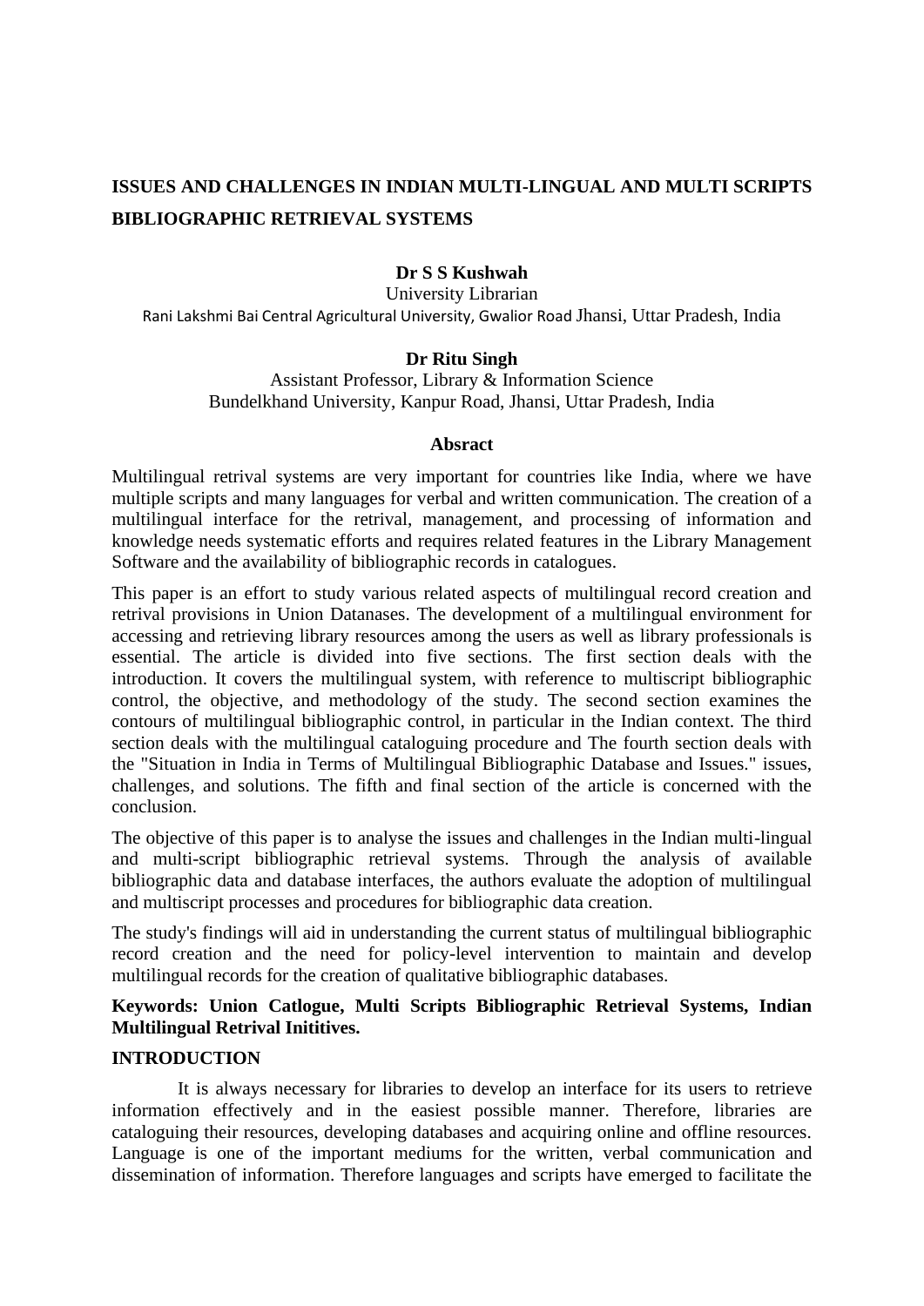**ISSUES AND CHALLENGES IN INDIAN MULTI-LINGUAL AND MULTI SCRIPTS BIBLIOGRAPHIC RETRIEVAL SYSTEMS**

**Dr S S Kushwah**
University Librarian
Rani Lakshmi Bai Central Agricultural University, Gwalior Road Jhansi, Uttar Pradesh, India

**Dr Ritu Singh**
Assistant Professor, Library & Information Science
Bundelkhand University, Kanpur Road, Jhansi, Uttar Pradesh, India

**Absract**

Multilingual retrival systems are very important for countries like India, where we have multiple scripts and many languages for verbal and written communication. The creation of a multilingual interface for the retrival, management, and processing of information and knowledge needs systematic efforts and requires related features in the Library Management Software and the availability of bibliographic records in catalogues.

This paper is an effort to study various related aspects of multilingual record creation and retrival provisions in Union Datanases. The development of a multilingual environment for accessing and retrieving library resources among the users as well as library professionals is essential. The article is divided into five sections. The first section deals with the introduction. It covers the multilingual system, with reference to multiscript bibliographic control, the objective, and methodology of the study. The second section examines the contours of multilingual bibliographic control, in particular in the Indian context. The third section deals with the multilingual cataloguing procedure and The fourth section deals with the "Situation in India in Terms of Multilingual Bibliographic Database and Issues." issues, challenges, and solutions. The fifth and final section of the article is concerned with the conclusion.

The objective of this paper is to analyse the issues and challenges in the Indian multi-lingual and multi-script bibliographic retrieval systems. Through the analysis of available bibliographic data and database interfaces, the authors evaluate the adoption of multilingual and multiscript processes and procedures for bibliographic data creation.

The study's findings will aid in understanding the current status of multilingual bibliographic record creation and the need for policy-level intervention to maintain and develop multilingual records for the creation of qualitative bibliographic databases.

**Keywords: Union Catlogue, Multi Scripts Bibliographic Retrieval Systems, Indian Multilingual Retrival Inititives.**

**INTRODUCTION**

It is always necessary for libraries to develop an interface for its users to retrieve information effectively and in the easiest possible manner. Therefore, libraries are cataloguing their resources, developing databases and acquiring online and offline resources. Language is one of the important mediums for the written, verbal communication and dissemination of information. Therefore languages and scripts have emerged to facilitate the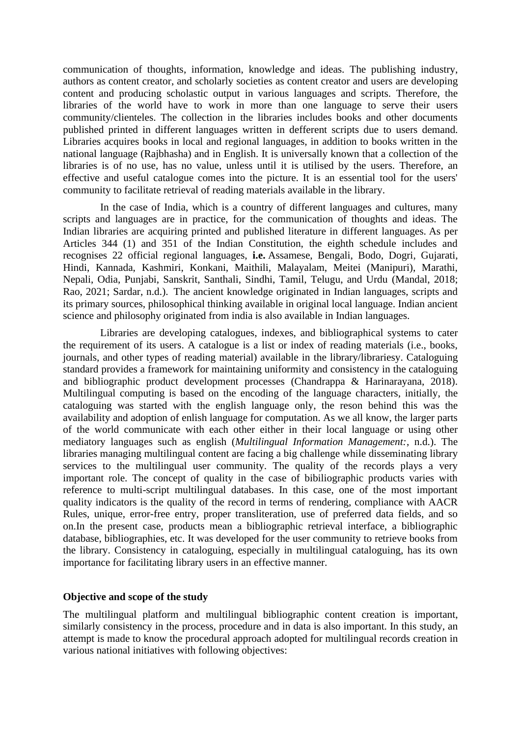communication of thoughts, information, knowledge and ideas. The publishing industry, authors as content creator, and scholarly societies as content creator and users are developing content and producing scholastic output in various languages and scripts. Therefore, the libraries of the world have to work in more than one language to serve their users community/clienteles. The collection in the libraries includes books and other documents published printed in different languages written in defferent scripts due to users demand. Libraries acquires books in local and regional languages, in addition to books written in the national language (Rajbhasha) and in English. It is universally known that a collection of the libraries is of no use, has no value, unless until it is utilised by the users. Therefore, an effective and useful catalogue comes into the picture. It is an essential tool for the users' community to facilitate retrieval of reading materials available in the library.

In the case of India, which is a country of different languages and cultures, many scripts and languages are in practice, for the communication of thoughts and ideas. The Indian libraries are acquiring printed and published literature in different languages. As per Articles 344 (1) and 351 of the Indian Constitution, the eighth schedule includes and recognises 22 official regional languages, **i.e.** Assamese, Bengali, Bodo, Dogri, Gujarati, Hindi, Kannada, Kashmiri, Konkani, Maithili, Malayalam, Meitei (Manipuri), Marathi, Nepali, Odia, Punjabi, Sanskrit, Santhali, Sindhi, Tamil, Telugu, and Urdu (Mandal, 2018; Rao, 2021; Sardar, n.d.). The ancient knowledge originated in Indian languages, scripts and its primary sources, philosophical thinking available in original local language. Indian ancient science and philosophy originated from india is also available in Indian languages.

Libraries are developing catalogues, indexes, and bibliographical systems to cater the requirement of its users. A catalogue is a list or index of reading materials (i.e., books, journals, and other types of reading material) available in the library/librariesy. Cataloguing standard provides a framework for maintaining uniformity and consistency in the cataloguing and bibliographic product development processes (Chandrappa & Harinarayana, 2018). Multilingual computing is based on the encoding of the language characters, initially, the cataloguing was started with the english language only, the reson behind this was the availability and adoption of enlish language for computation. As we all know, the larger parts of the world communicate with each other either in their local language or using other mediatory languages such as english (*Multilingual Information Management:*, n.d.). The libraries managing multilingual content are facing a big challenge while disseminating library services to the multilingual user community. The quality of the records plays a very important role. The concept of quality in the case of bibiliographic products varies with reference to multi-script multilingual databases. In this case, one of the most important quality indicators is the quality of the record in terms of rendering, compliance with AACR Rules, unique, error-free entry, proper transliteration, use of preferred data fields, and so on.In the present case, products mean a bibliographic retrieval interface, a bibliographic database, bibliographies, etc. It was developed for the user community to retrieve books from the library. Consistency in cataloguing, especially in multilingual cataloguing, has its own importance for facilitating library users in an effective manner.

**Objective and scope of the study**

The multilingual platform and multilingual bibliographic content creation is important, similarly consistency in the process, procedure and in data is also important. In this study, an attempt is made to know the procedural approach adopted for multilingual records creation in various national initiatives with following objectives: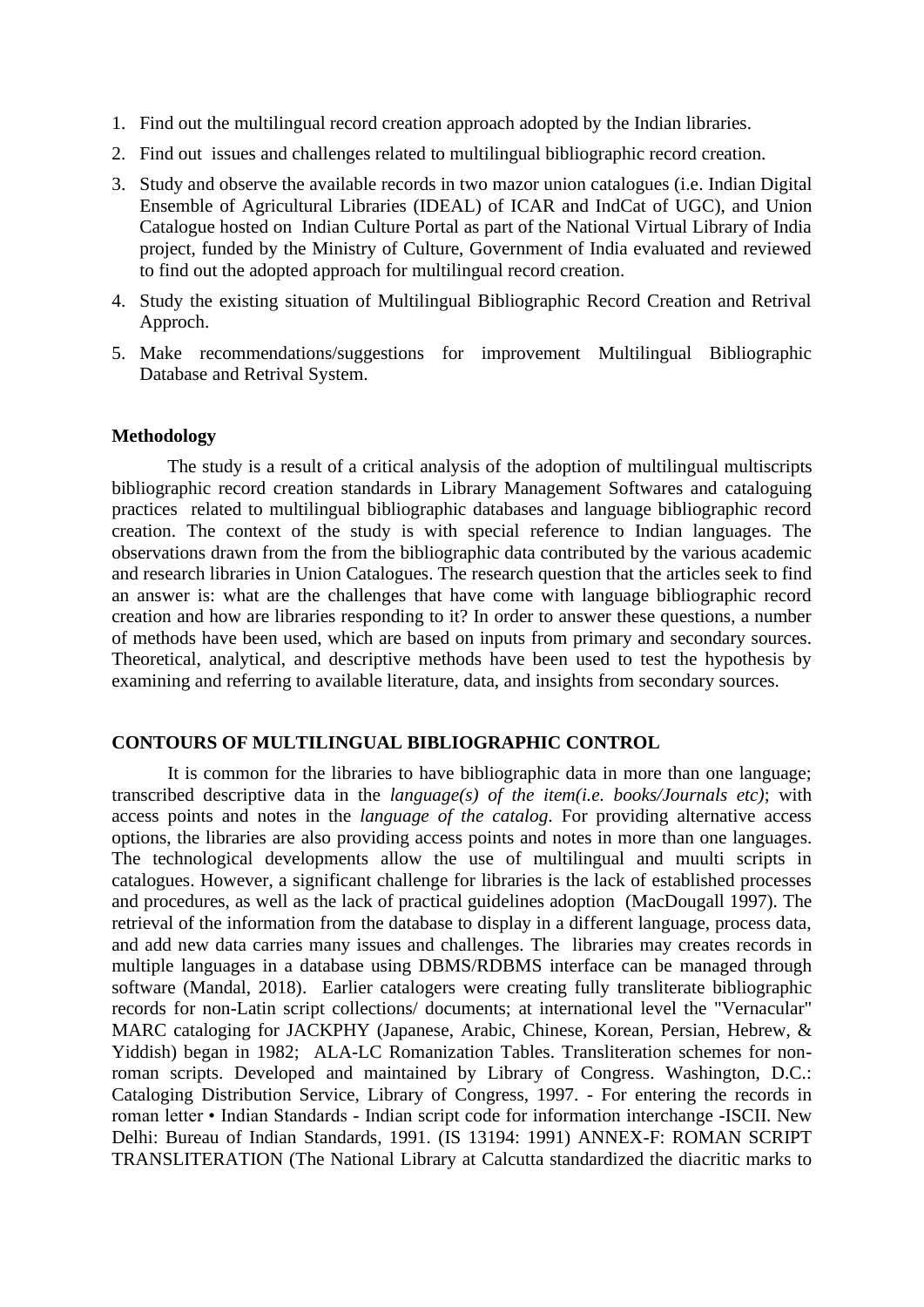1. Find out the multilingual record creation approach adopted by the Indian libraries.
2. Find out issues and challenges related to multilingual bibliographic record creation.
3. Study and observe the available records in two mazor union catalogues (i.e. Indian Digital Ensemble of Agricultural Libraries (IDEAL) of ICAR and IndCat of UGC), and Union Catalogue hosted on Indian Culture Portal as part of the National Virtual Library of India project, funded by the Ministry of Culture, Government of India evaluated and reviewed to find out the adopted approach for multilingual record creation.
4. Study the existing situation of Multilingual Bibliographic Record Creation and Retrival Approch.
5. Make recommendations/suggestions for improvement Multilingual Bibliographic Database and Retrival System.

**Methodology**

The study is a result of a critical analysis of the adoption of multilingual multiscripts bibliographic record creation standards in Library Management Softwares and cataloguing practices related to multilingual bibliographic databases and language bibliographic record creation. The context of the study is with special reference to Indian languages. The observations drawn from the from the bibliographic data contributed by the various academic and research libraries in Union Catalogues. The research question that the articles seek to find an answer is: what are the challenges that have come with language bibliographic record creation and how are libraries responding to it? In order to answer these questions, a number of methods have been used, which are based on inputs from primary and secondary sources. Theoretical, analytical, and descriptive methods have been used to test the hypothesis by examining and referring to available literature, data, and insights from secondary sources.

**CONTOURS OF MULTILINGUAL BIBLIOGRAPHIC CONTROL**

It is common for the libraries to have bibliographic data in more than one language; transcribed descriptive data in the *language(s) of the item(i.e. books/Journals etc)*; with access points and notes in the *language of the catalog*. For providing alternative access options, the libraries are also providing access points and notes in more than one languages. The technological developments allow the use of multilingual and muulti scripts in catalogues. However, a significant challenge for libraries is the lack of established processes and procedures, as well as the lack of practical guidelines adoption (MacDougall 1997). The retrieval of the information from the database to display in a different language, process data, and add new data carries many issues and challenges. The libraries may creates records in multiple languages in a database using DBMS/RDBMS interface can be managed through software (Mandal, 2018). Earlier catalogers were creating fully transliterate bibliographic records for non-Latin script collections/ documents; at international level the "Vernacular" MARC cataloging for JACKPHY (Japanese, Arabic, Chinese, Korean, Persian, Hebrew, & Yiddish) began in 1982; ALA-LC Romanization Tables. Transliteration schemes for non-roman scripts. Developed and maintained by Library of Congress. Washington, D.C.: Cataloging Distribution Service, Library of Congress, 1997. - For entering the records in roman letter • Indian Standards - Indian script code for information interchange -ISCII. New Delhi: Bureau of Indian Standards, 1991. (IS 13194: 1991) ANNEX-F: ROMAN SCRIPT TRANSLITERATION (The National Library at Calcutta standardized the diacritic marks to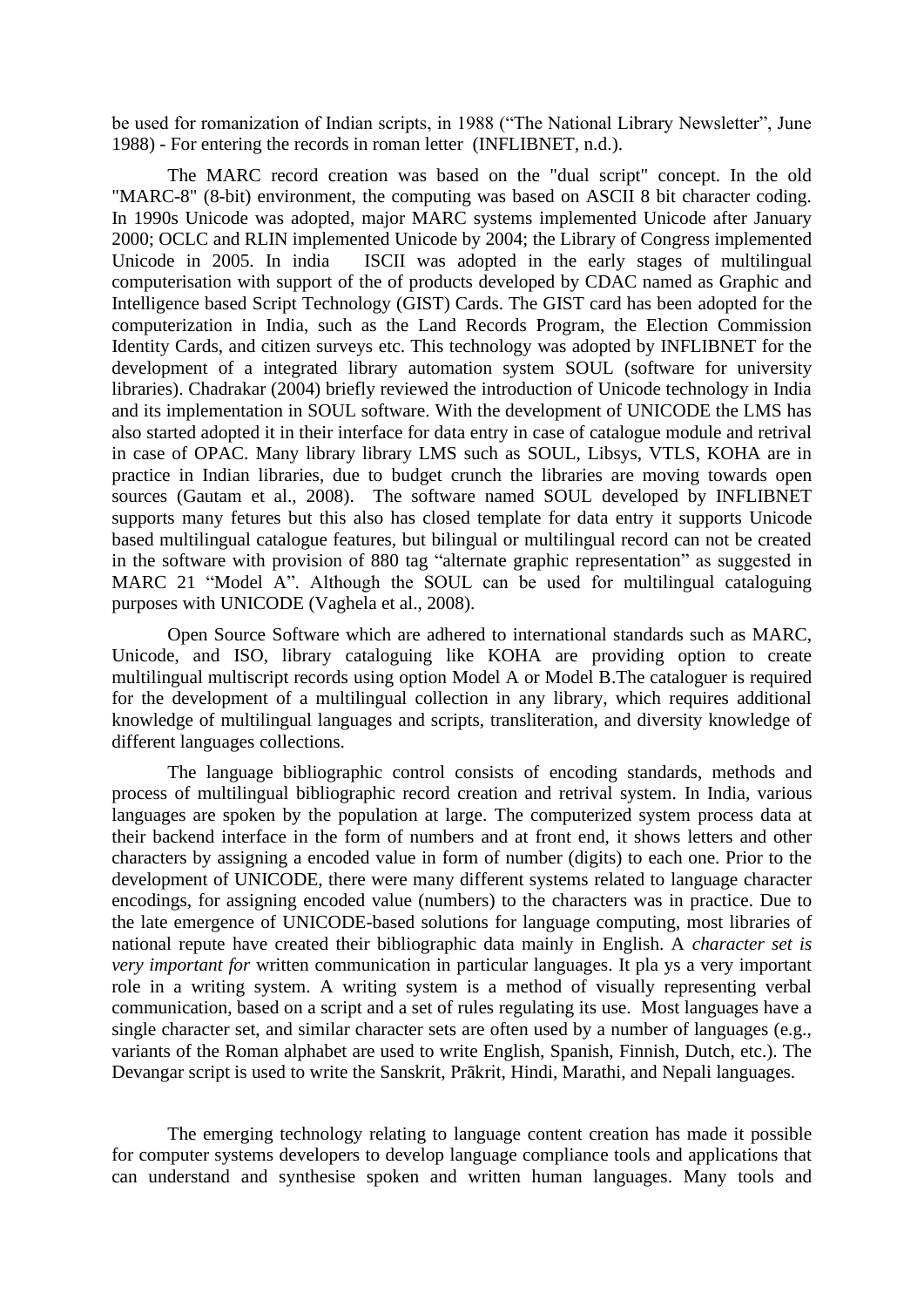be used for romanization of Indian scripts, in 1988 ("The National Library Newsletter", June 1988) - For entering the records in roman letter (INFLIBNET, n.d.).

The MARC record creation was based on the "dual script" concept. In the old "MARC-8" (8-bit) environment, the computing was based on ASCII 8 bit character coding. In 1990s Unicode was adopted, major MARC systems implemented Unicode after January 2000; OCLC and RLIN implemented Unicode by 2004; the Library of Congress implemented Unicode in 2005. In india ISCII was adopted in the early stages of multilingual computerisation with support of the of products developed by CDAC named as Graphic and Intelligence based Script Technology (GIST) Cards. The GIST card has been adopted for the computerization in India, such as the Land Records Program, the Election Commission Identity Cards, and citizen surveys etc. This technology was adopted by INFLIBNET for the development of a integrated library automation system SOUL (software for university libraries). Chadrakar (2004) briefly reviewed the introduction of Unicode technology in India and its implementation in SOUL software. With the development of UNICODE the LMS has also started adopted it in their interface for data entry in case of catalogue module and retrival in case of OPAC. Many library library LMS such as SOUL, Libsys, VTLS, KOHA are in practice in Indian libraries, due to budget crunch the libraries are moving towards open sources (Gautam et al., 2008). The software named SOUL developed by INFLIBNET supports many fetures but this also has closed template for data entry it supports Unicode based multilingual catalogue features, but bilingual or multilingual record can not be created in the software with provision of 880 tag "alternate graphic representation" as suggested in MARC 21 "Model A". Although the SOUL can be used for multilingual cataloguing purposes with UNICODE (Vaghela et al., 2008).

Open Source Software which are adhered to international standards such as MARC, Unicode, and ISO, library cataloguing like KOHA are providing option to create multilingual multiscript records using option Model A or Model B.The cataloguer is required for the development of a multilingual collection in any library, which requires additional knowledge of multilingual languages and scripts, transliteration, and diversity knowledge of different languages collections.

The language bibliographic control consists of encoding standards, methods and process of multilingual bibliographic record creation and retrival system. In India, various languages are spoken by the population at large. The computerized system process data at their backend interface in the form of numbers and at front end, it shows letters and other characters by assigning a encoded value in form of number (digits) to each one. Prior to the development of UNICODE, there were many different systems related to language character encodings, for assigning encoded value (numbers) to the characters was in practice. Due to the late emergence of UNICODE-based solutions for language computing, most libraries of national repute have created their bibliographic data mainly in English. A *character set is very important for* written communication in particular languages. It pla ys a very important role in a writing system. A writing system is a method of visually representing verbal communication, based on a script and a set of rules regulating its use. Most languages have a single character set, and similar character sets are often used by a number of languages (e.g., variants of the Roman alphabet are used to write English, Spanish, Finnish, Dutch, etc.). The Devangar script is used to write the Sanskrit, Prākrit, Hindi, Marathi, and Nepali languages.

The emerging technology relating to language content creation has made it possible for computer systems developers to develop language compliance tools and applications that can understand and synthesise spoken and written human languages. Many tools and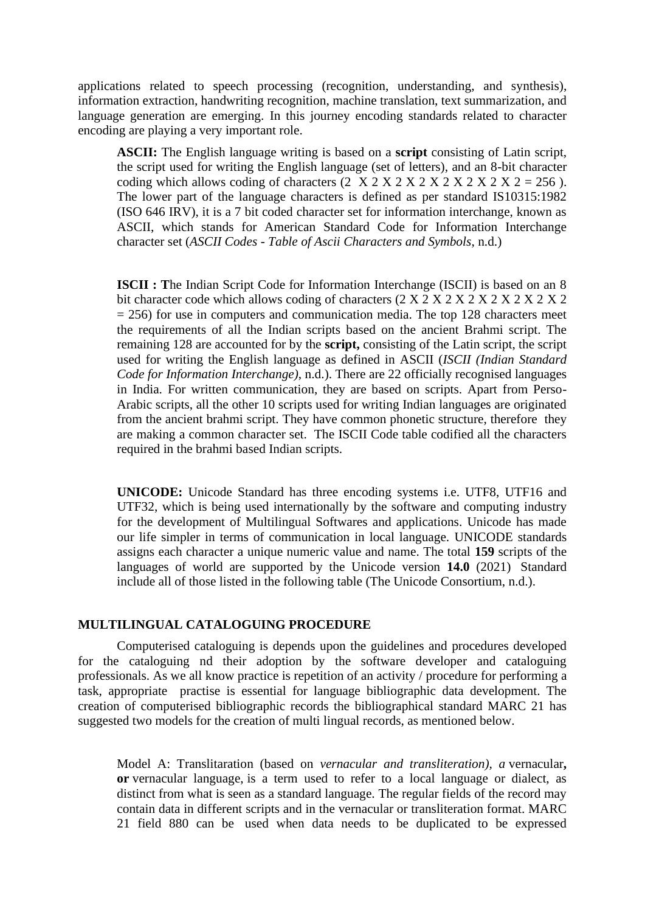applications related to speech processing (recognition, understanding, and synthesis), information extraction, handwriting recognition, machine translation, text summarization, and language generation are emerging. In this journey encoding standards related to character encoding are playing a very important role.

> **ASCII:** The English language writing is based on a **script** consisting of Latin script, the script used for writing the English language (set of letters), and an 8-bit character coding which allows coding of characters (2  X 2 X 2 X 2 X 2 X 2 X 2 X 2 = 256 ). The lower part of the language characters is defined as per standard IS10315:1982 (ISO 646 IRV), it is a 7 bit coded character set for information interchange, known as ASCII, which stands for American Standard Code for Information Interchange character set (*ASCII Codes - Table of Ascii Characters and Symbols*, n.d.)

> **ISCII : T**he Indian Script Code for Information Interchange (ISCII) is based on an 8 bit character code which allows coding of characters (2 X 2 X 2 X 2 X 2 X 2 X 2 X 2 = 256) for use in computers and communication media. The top 128 characters meet the requirements of all the Indian scripts based on the ancient Brahmi script. The remaining 128 are accounted for by the **script,** consisting of the Latin script, the script used for writing the English language as defined in ASCII (*ISCII (Indian Standard Code for Information Interchange)*, n.d.). There are 22 officially recognised languages in India. For written communication, they are based on scripts. Apart from Perso-Arabic scripts, all the other 10 scripts used for writing Indian languages are originated from the ancient brahmi script. They have common phonetic structure, therefore  they are making a common character set.  The ISCII Code table codified all the characters required in the brahmi based Indian scripts.

> **UNICODE:** Unicode Standard has three encoding systems i.e. UTF8, UTF16 and UTF32, which is being used internationally by the software and computing industry for the development of Multilingual Softwares and applications. Unicode has made our life simpler in terms of communication in local language. UNICODE standards assigns each character a unique numeric value and name. The total **159** scripts of the languages of world are supported by the Unicode version **14.0** (2021)  Standard include all of those listed in the following table (The Unicode Consortium, n.d.).

## MULTILINGUAL CATALOGUING PROCEDURE

Computerised cataloguing is depends upon the guidelines and procedures developed for the cataloguing nd their adoption by the software developer and cataloguing professionals. As we all know practice is repetition of an activity / procedure for performing a task, appropriate  practise is essential for language bibliographic data development. The creation of computerised bibliographic records the bibliographical standard MARC 21 has suggested two models for the creation of multi lingual records, as mentioned below.

> Model A: Translitaration (based on *vernacular and transliteration), a* vernacular**, or** vernacular language, is a term used to refer to a local language or dialect, as distinct from what is seen as a standard language. The regular fields of the record may contain data in different scripts and in the vernacular or transliteration format. MARC 21 field 880 can be  used when data needs to be duplicated to be expressed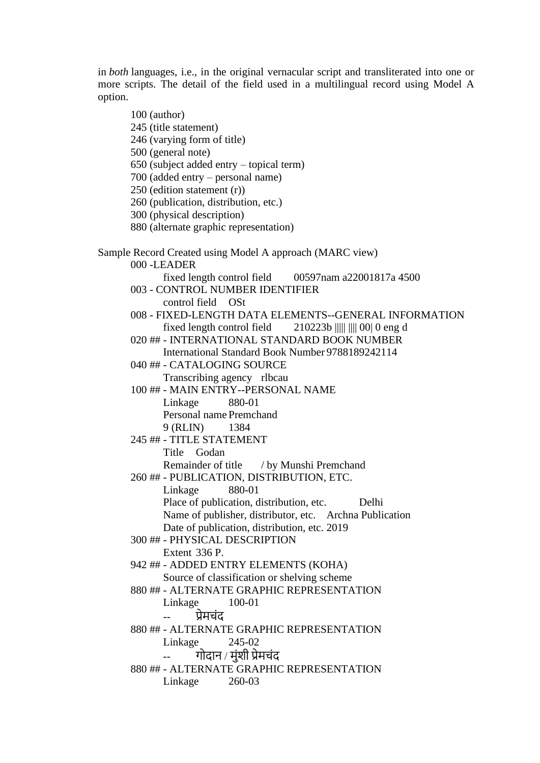in *both* languages, i.e., in the original vernacular script and transliterated into one or more scripts. The detail of the field used in a multilingual record using Model A option.

- 100 (author)
- 245 (title statement)
- 246 (varying form of title)
- 500 (general note)
- 650 (subject added entry – topical term)
- 700 (added entry – personal name)
- 250 (edition statement (r))
- 260 (publication, distribution, etc.)
- 300 (physical description)
- 880 (alternate graphic representation)

Sample Record Created using Model A approach (MARC view)

000 -LEADER
    fixed length control field    00597nam a22001817a 4500
003 - CONTROL NUMBER IDENTIFIER
    control field    OSt
008 - FIXED-LENGTH DATA ELEMENTS--GENERAL INFORMATION
    fixed length control field    210223b ||||| |||| 00| 0 eng d
020 ## - INTERNATIONAL STANDARD BOOK NUMBER
    International Standard Book Number 9788189242114
040 ## - CATALOGING SOURCE
    Transcribing agency    rlbcau
100 ## - MAIN ENTRY--PERSONAL NAME
    Linkage    880-01
    Personal name Premchand
    9 (RLIN)    1384
245 ## - TITLE STATEMENT
    Title    Godan
    Remainder of title    / by Munshi Premchand
260 ## - PUBLICATION, DISTRIBUTION, ETC.
    Linkage    880-01
    Place of publication, distribution, etc.    Delhi
    Name of publisher, distributor, etc.    Archna Publication
    Date of publication, distribution, etc. 2019
300 ## - PHYSICAL DESCRIPTION
    Extent 336 P.
942 ## - ADDED ENTRY ELEMENTS (KOHA)
    Source of classification or shelving scheme
880 ## - ALTERNATE GRAPHIC REPRESENTATION
    Linkage    100-01
    --    प्रेमचंद
880 ## - ALTERNATE GRAPHIC REPRESENTATION
    Linkage    245-02
    --    गोदान / मुंशी प्रेमचंद
880 ## - ALTERNATE GRAPHIC REPRESENTATION
    Linkage    260-03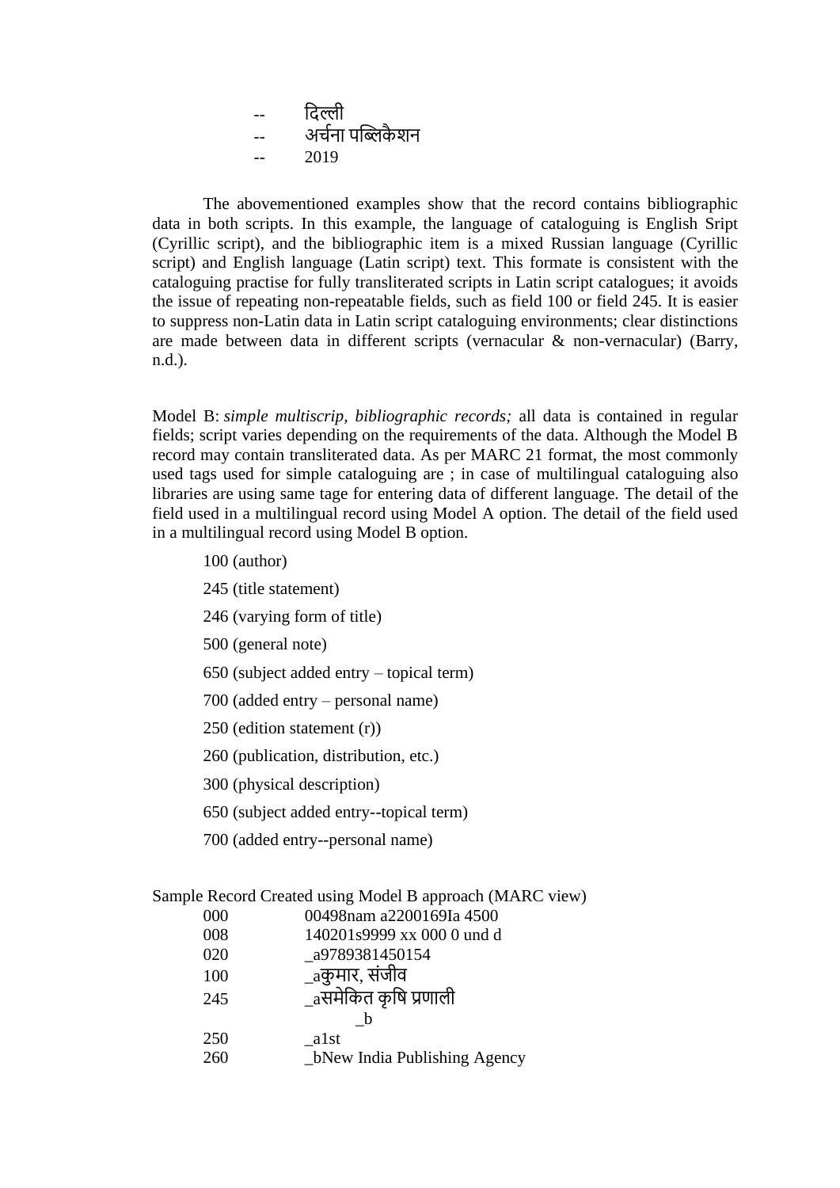-- दिल्ली
-- अर्चना पब्लिकैशन
-- 2019

The abovementioned examples show that the record contains bibliographic data in both scripts. In this example, the language of cataloguing is English Sript (Cyrillic script), and the bibliographic item is a mixed Russian language (Cyrillic script) and English language (Latin script) text. This formate is consistent with the cataloguing practise for fully transliterated scripts in Latin script catalogues; it avoids the issue of repeating non-repeatable fields, such as field 100 or field 245. It is easier to suppress non-Latin data in Latin script cataloguing environments; clear distinctions are made between data in different scripts (vernacular & non-vernacular) (Barry, n.d.).

Model B: *simple multiscrip, bibliographic records;* all data is contained in regular fields; script varies depending on the requirements of the data. Although the Model B record may contain transliterated data. As per MARC 21 format, the most commonly used tags used for simple cataloguing are ; in case of multilingual cataloguing also libraries are using same tage for entering data of different language. The detail of the field used in a multilingual record using Model A option. The detail of the field used in a multilingual record using Model B option.

100 (author)

245 (title statement)

246 (varying form of title)

500 (general note)

650 (subject added entry – topical term)

700 (added entry – personal name)

250 (edition statement (r))

260 (publication, distribution, etc.)

300 (physical description)

650 (subject added entry--topical term)

700 (added entry--personal name)

Sample Record Created using Model B approach (MARC view)

```
000     00498nam a2200169Ia 4500
008     140201s9999 xx 000 0 und d
020     _a9789381450154
100     _aकुमार, संजीव
245     _aसमेकित कृषि प्रणाली
          _b
250     _a1st
260     _bNew India Publishing Agency
```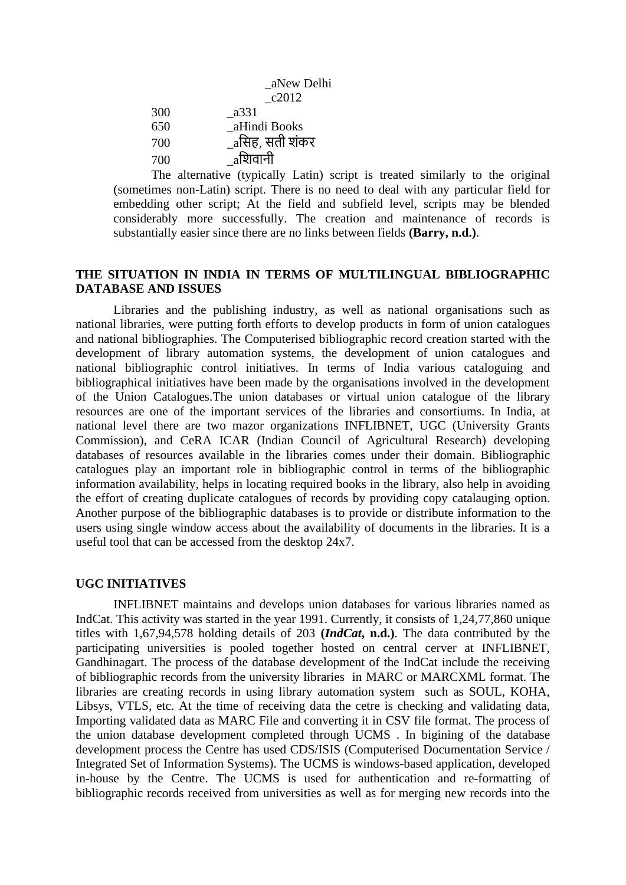```
                _aNew Delhi
                _c2012
300     _a331
650     _aHindi Books
700     _aसिह, सती शंकर
700     _aशिवानी
```

The alternative (typically Latin) script is treated similarly to the original (sometimes non-Latin) script. There is no need to deal with any particular field for embedding other script; At the field and subfield level, scripts may be blended considerably more successfully. The creation and maintenance of records is substantially easier since there are no links between fields **(Barry, n.d.)**.

## THE SITUATION IN INDIA IN TERMS OF MULTILINGUAL BIBLIOGRAPHIC DATABASE AND ISSUES

Libraries and the publishing industry, as well as national organisations such as national libraries, were putting forth efforts to develop products in form of union catalogues and national bibliographies. The Computerised bibliographic record creation started with the development of library automation systems, the development of union catalogues and national bibliographic control initiatives. In terms of India various cataloguing and bibliographical initiatives have been made by the organisations involved in the development of the Union Catalogues.The union databases or virtual union catalogue of the library resources are one of the important services of the libraries and consortiums. In India, at national level there are two mazor organizations INFLIBNET, UGC (University Grants Commission), and CeRA ICAR (Indian Council of Agricultural Research) developing databases of resources available in the libraries comes under their domain. Bibliographic catalogues play an important role in bibliographic control in terms of the bibliographic information availability, helps in locating required books in the library, also help in avoiding the effort of creating duplicate catalogues of records by providing copy catalauging option. Another purpose of the bibliographic databases is to provide or distribute information to the users using single window access about the availability of documents in the libraries. It is a useful tool that can be accessed from the desktop 24x7.

## UGC INITIATIVES

INFLIBNET maintains and develops union databases for various libraries named as IndCat. This activity was started in the year 1991. Currently, it consists of 1,24,77,860 unique titles with 1,67,94,578 holding details of 203 **(*IndCat*, n.d.)**. The data contributed by the participating universities is pooled together hosted on central cerver at INFLIBNET, Gandhinagart. The process of the database development of the IndCat include the receiving of bibliographic records from the university libraries in MARC or MARCXML format. The libraries are creating records in using library automation system such as SOUL, KOHA, Libsys, VTLS, etc. At the time of receiving data the cetre is checking and validating data, Importing validated data as MARC File and converting it in CSV file format. The process of the union database development completed through UCMS . In bigining of the database development process the Centre has used CDS/ISIS (Computerised Documentation Service / Integrated Set of Information Systems). The UCMS is windows-based application, developed in-house by the Centre. The UCMS is used for authentication and re-formatting of bibliographic records received from universities as well as for merging new records into the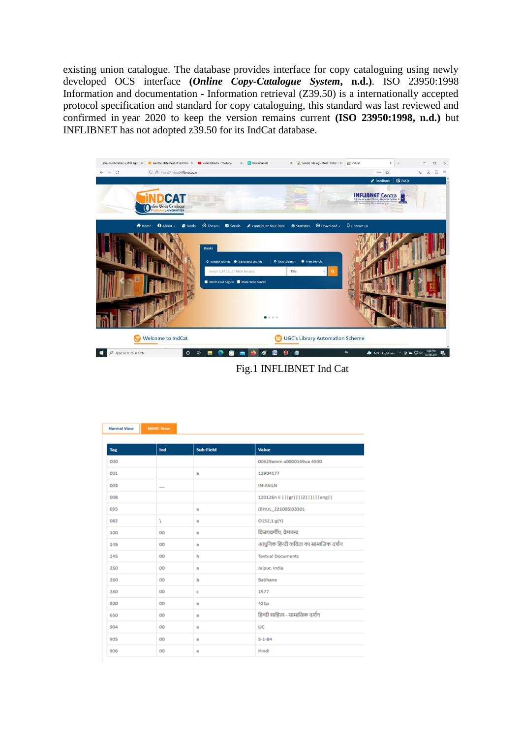existing union catalogue. The database provides interface for copy cataloguing using newly developed OCS interface (***Online Copy-Catalogue System*, n.d.**). ISO 23950:1998 Information and documentation - Information retrieval (Z39.50) is a internationally accepted protocol specification and standard for copy cataloguing, this standard was last reviewed and confirmed in year 2020 to keep the version remains current **(ISO 23950:1998, n.d.)** but INFLIBNET has not adopted z39.50 for its IndCat database.

Fig.1 INFLIBNET Ind Cat

Normal View | MARC View

| Tag | Ind | Sub-Field | Value |
|---|---|---|---|
| 000 | | | 00629amm a0000169ua 4500 |
| 001 | | a | 12904177 |
| 003 | __ | | IN-AhILN |
| 008 | | | 120126n ii \|\|\|gr\|\|\|\|Z\|\|\|\|\|\|eng\|\| |
| 035 | | a | (BHUL_221005)33301 |
| 082 | \ | a | 0152,1:g(Y) |
| 100 | 00 | a | विजयवर्गीय, प्रेमचन्द |
| 245 | 00 | a | आधुनिक हिन्दी कविता का सामाजिक दर्शन |
| 245 | 00 | h | Textual Documents |
| 260 | 00 | a | Jaipur, India |
| 260 | 00 | b | Babhana |
| 260 | 00 | c | 1977 |
| 300 | 00 | a | 421p |
| 650 | 00 | a | हिन्दी साहित्य - सामाजिक दर्शन |
| 904 | 00 | a | UC |
| 905 | 00 | a | 5-1-84 |
| 906 | 00 | a | Hindi |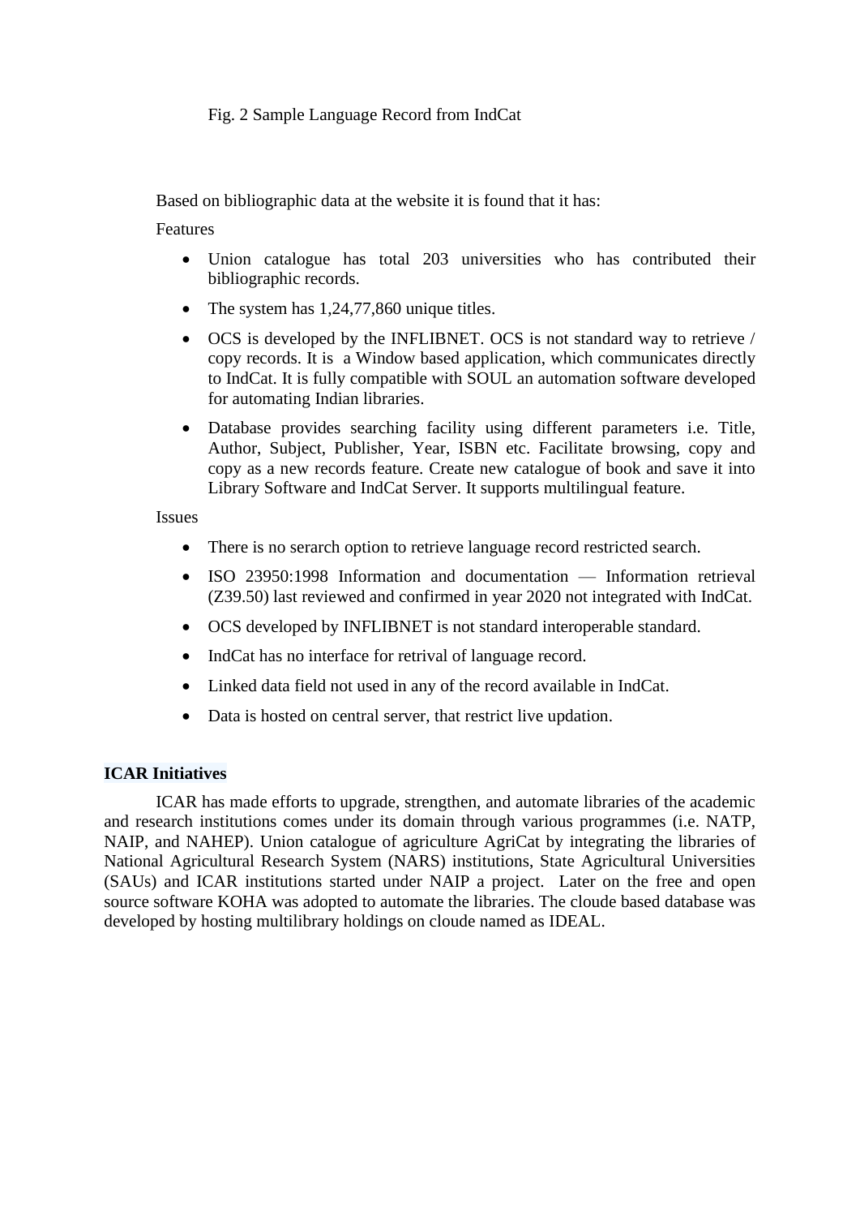Fig. 2 Sample Language Record from IndCat

Based on bibliographic data at the website it is found that it has:

Features

- Union catalogue has total 203 universities who has contributed their bibliographic records.
- The system has 1,24,77,860 unique titles.
- OCS is developed by the INFLIBNET. OCS is not standard way to retrieve / copy records. It is a Window based application, which communicates directly to IndCat. It is fully compatible with SOUL an automation software developed for automating Indian libraries.
- Database provides searching facility using different parameters i.e. Title, Author, Subject, Publisher, Year, ISBN etc. Facilitate browsing, copy and copy as a new records feature. Create new catalogue of book and save it into Library Software and IndCat Server. It supports multilingual feature.

Issues

- There is no serarch option to retrieve language record restricted search.
- ISO 23950:1998 Information and documentation — Information retrieval (Z39.50) last reviewed and confirmed in year 2020 not integrated with IndCat.
- OCS developed by INFLIBNET is not standard interoperable standard.
- IndCat has no interface for retrival of language record.
- Linked data field not used in any of the record available in IndCat.
- Data is hosted on central server, that restrict live updation.

**ICAR Initiatives**

ICAR has made efforts to upgrade, strengthen, and automate libraries of the academic and research institutions comes under its domain through various programmes (i.e. NATP, NAIP, and NAHEP). Union catalogue of agriculture AgriCat by integrating the libraries of National Agricultural Research System (NARS) institutions, State Agricultural Universities (SAUs) and ICAR institutions started under NAIP a project. Later on the free and open source software KOHA was adopted to automate the libraries. The cloude based database was developed by hosting multilibrary holdings on cloude named as IDEAL.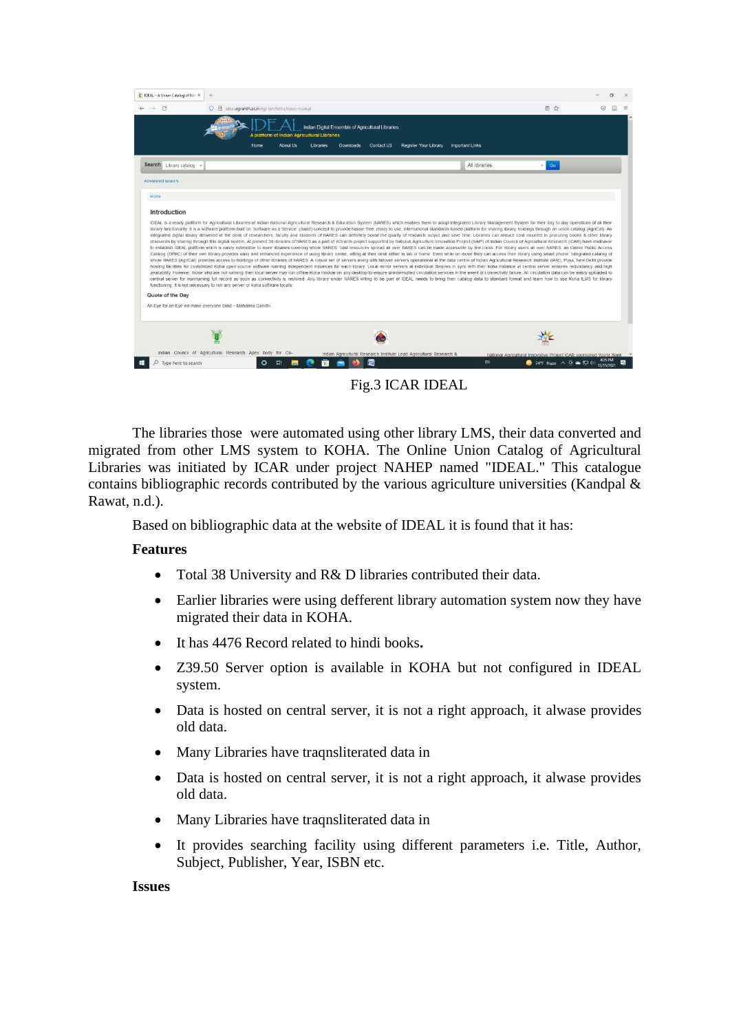Fig.3 ICAR IDEAL

The libraries those were automated using other library LMS, their data converted and migrated from other LMS system to KOHA. The Online Union Catalog of Agricultural Libraries was initiated by ICAR under project NAHEP named "IDEAL." This catalogue contains bibliographic records contributed by the various agriculture universities (Kandpal & Rawat, n.d.).

Based on bibliographic data at the website of IDEAL it is found that it has:

**Features**

- Total 38 University and R& D libraries contributed their data.
- Earlier libraries were using defferent library automation system now they have migrated their data in KOHA.
- It has 4476 Record related to hindi books**.**
- Z39.50 Server option is available in KOHA but not configured in IDEAL system.
- Data is hosted on central server, it is not a right approach, it alwase provides old data.
- Many Libraries have traqnsliterated data in
- Data is hosted on central server, it is not a right approach, it alwase provides old data.
- Many Libraries have traqnsliterated data in
- It provides searching facility using different parameters i.e. Title, Author, Subject, Publisher, Year, ISBN etc.

**Issues**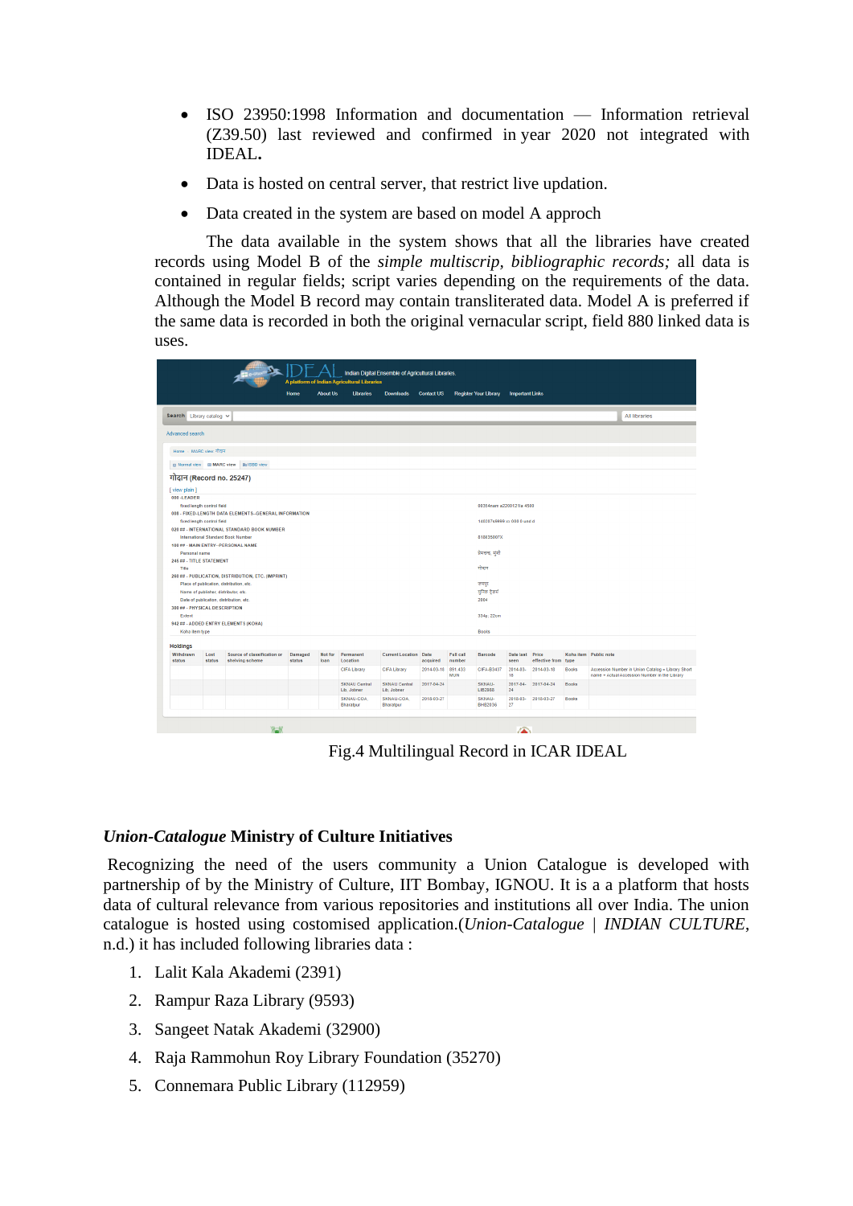- ISO 23950:1998 Information and documentation — Information retrieval (Z39.50) last reviewed and confirmed in year 2020 not integrated with IDEAL**.**
- Data is hosted on central server, that restrict live updation.
- Data created in the system are based on model A approch

The data available in the system shows that all the libraries have created records using Model B of the *simple multiscrip, bibliographic records;* all data is contained in regular fields; script varies depending on the requirements of the data. Although the Model B record may contain transliterated data. Model A is preferred if the same data is recorded in both the original vernacular script, field 880 linked data is uses.

Fig.4 Multilingual Record in ICAR IDEAL

### *Union-Catalogue* Ministry of Culture Initiatives

Recognizing the need of the users community a Union Catalogue is developed with partnership of by the Ministry of Culture, IIT Bombay, IGNOU. It is a a platform that hosts data of cultural relevance from various repositories and institutions all over India. The union catalogue is hosted using costomised application.(*Union-Catalogue | INDIAN CULTURE*, n.d.) it has included following libraries data :

1. Lalit Kala Akademi (2391)
2. Rampur Raza Library (9593)
3. Sangeet Natak Akademi (32900)
4. Raja Rammohun Roy Library Foundation (35270)
5. Connemara Public Library (112959)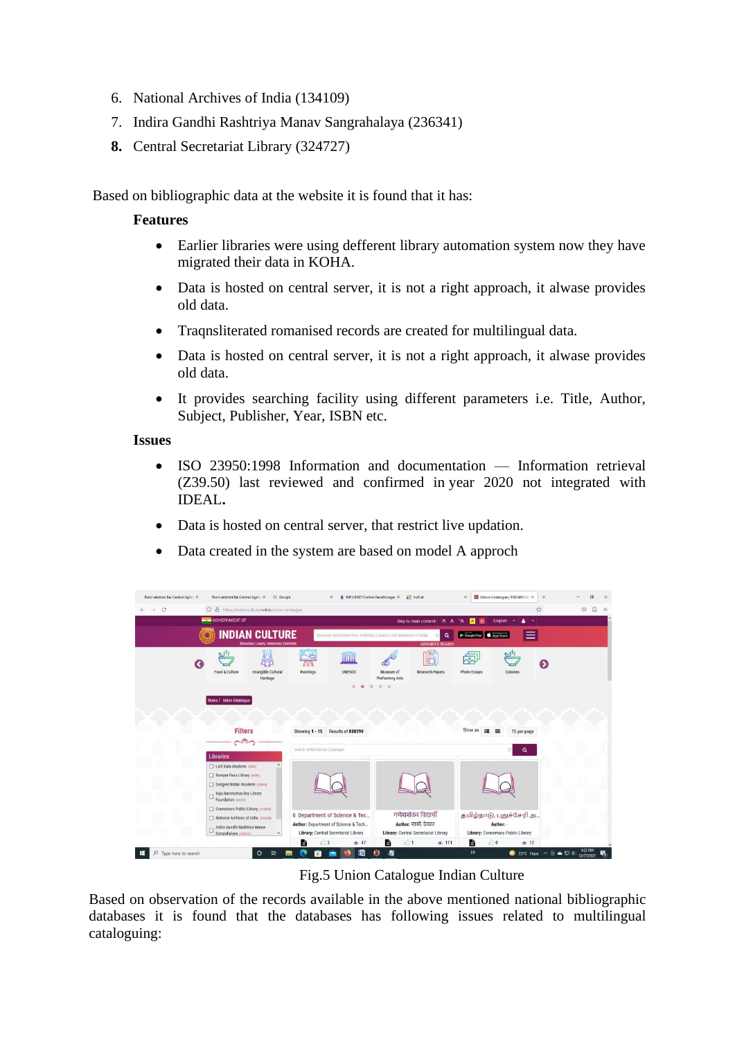6. National Archives of India (134109)
7. Indira Gandhi Rashtriya Manav Sangrahalaya (236341)
8. **Central Secretariat Library (324727)**

Based on bibliographic data at the website it is found that it has:

**Features**

- Earlier libraries were using defferent library automation system now they have migrated their data in KOHA.
- Data is hosted on central server, it is not a right approach, it alwase provides old data.
- Traqnsliterated romanised records are created for multilingual data.
- Data is hosted on central server, it is not a right approach, it alwase provides old data.
- It provides searching facility using different parameters i.e. Title, Author, Subject, Publisher, Year, ISBN etc.

**Issues**

- ISO 23950:1998 Information and documentation — Information retrieval (Z39.50) last reviewed and confirmed in year 2020 not integrated with IDEAL**.**
- Data is hosted on central server, that restrict live updation.
- Data created in the system are based on model A approch

Fig.5 Union Catalogue Indian Culture

Based on observation of the records available in the above mentioned national bibliographic databases it is found that the databases has following issues related to multilingual cataloguing: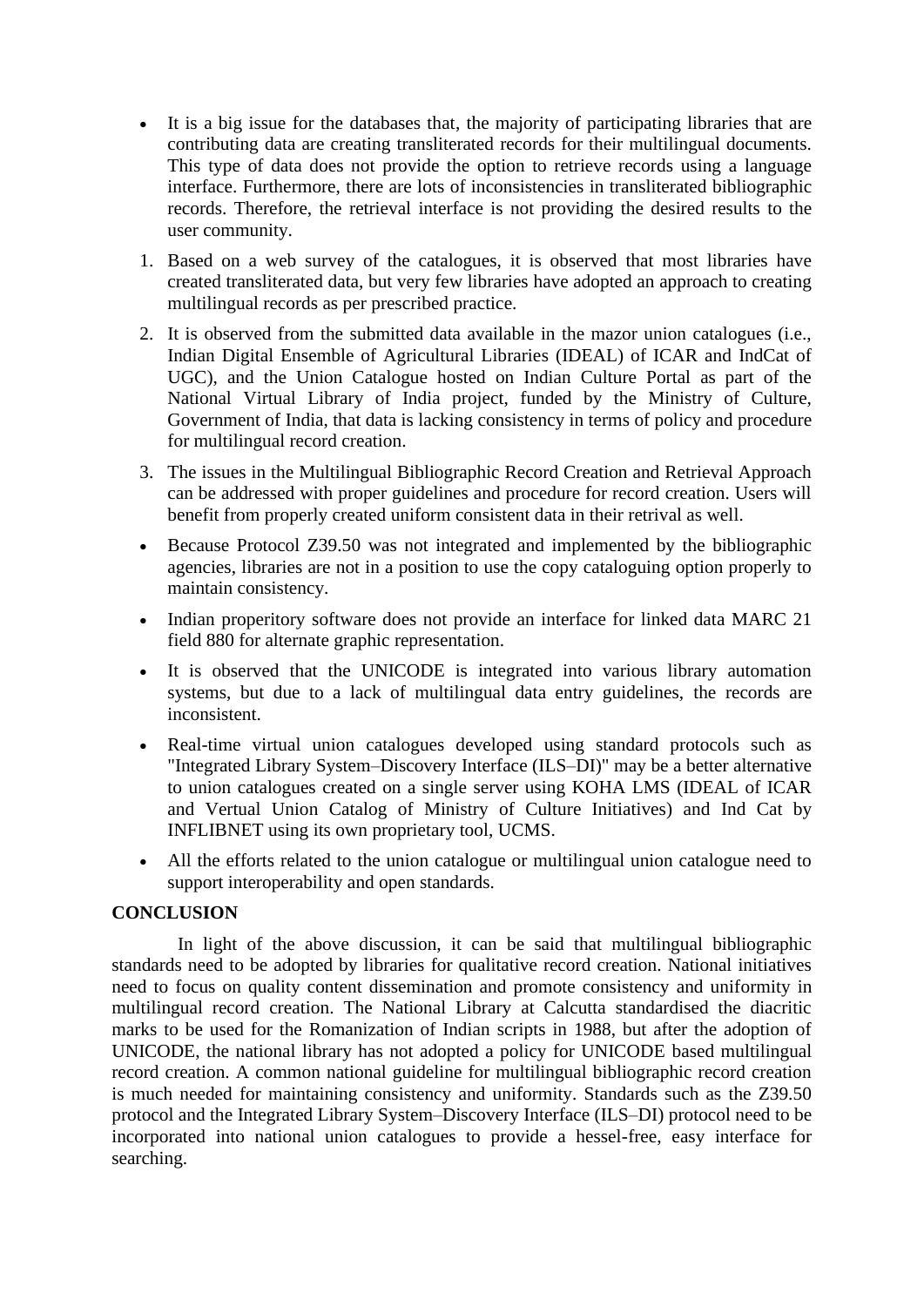- It is a big issue for the databases that, the majority of participating libraries that are contributing data are creating transliterated records for their multilingual documents. This type of data does not provide the option to retrieve records using a language interface. Furthermore, there are lots of inconsistencies in transliterated bibliographic records. Therefore, the retrieval interface is not providing the desired results to the user community.

1. Based on a web survey of the catalogues, it is observed that most libraries have created transliterated data, but very few libraries have adopted an approach to creating multilingual records as per prescribed practice.
2. It is observed from the submitted data available in the mazor union catalogues (i.e., Indian Digital Ensemble of Agricultural Libraries (IDEAL) of ICAR and IndCat of UGC), and the Union Catalogue hosted on Indian Culture Portal as part of the National Virtual Library of India project, funded by the Ministry of Culture, Government of India, that data is lacking consistency in terms of policy and procedure for multilingual record creation.
3. The issues in the Multilingual Bibliographic Record Creation and Retrieval Approach can be addressed with proper guidelines and procedure for record creation. Users will benefit from properly created uniform consistent data in their retrival as well.

- Because Protocol Z39.50 was not integrated and implemented by the bibliographic agencies, libraries are not in a position to use the copy cataloguing option properly to maintain consistency.
- Indian properitory software does not provide an interface for linked data MARC 21 field 880 for alternate graphic representation.
- It is observed that the UNICODE is integrated into various library automation systems, but due to a lack of multilingual data entry guidelines, the records are inconsistent.
- Real-time virtual union catalogues developed using standard protocols such as "Integrated Library System–Discovery Interface (ILS–DI)" may be a better alternative to union catalogues created on a single server using KOHA LMS (IDEAL of ICAR and Vertual Union Catalog of Ministry of Culture Initiatives) and Ind Cat by INFLIBNET using its own proprietary tool, UCMS.
- All the efforts related to the union catalogue or multilingual union catalogue need to support interoperability and open standards.

**CONCLUSION**

In light of the above discussion, it can be said that multilingual bibliographic standards need to be adopted by libraries for qualitative record creation. National initiatives need to focus on quality content dissemination and promote consistency and uniformity in multilingual record creation. The National Library at Calcutta standardised the diacritic marks to be used for the Romanization of Indian scripts in 1988, but after the adoption of UNICODE, the national library has not adopted a policy for UNICODE based multilingual record creation. A common national guideline for multilingual bibliographic record creation is much needed for maintaining consistency and uniformity. Standards such as the Z39.50 protocol and the Integrated Library System–Discovery Interface (ILS–DI) protocol need to be incorporated into national union catalogues to provide a hessel-free, easy interface for searching.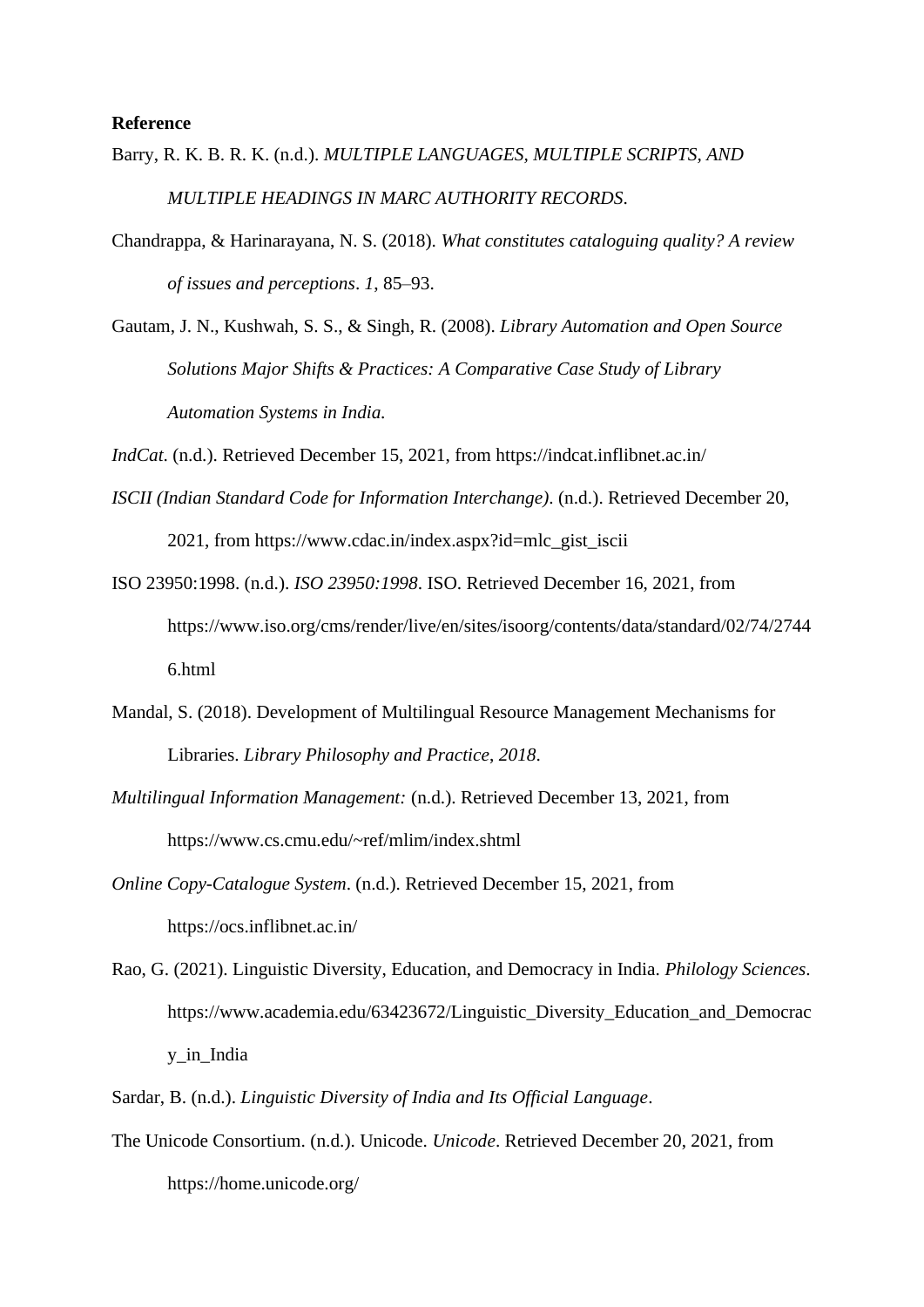**Reference**

Barry, R. K. B. R. K. (n.d.). *MULTIPLE LANGUAGES, MULTIPLE SCRIPTS, AND MULTIPLE HEADINGS IN MARC AUTHORITY RECORDS*.

Chandrappa, & Harinarayana, N. S. (2018). *What constitutes cataloguing quality? A review of issues and perceptions*. *1*, 85–93.

Gautam, J. N., Kushwah, S. S., & Singh, R. (2008). *Library Automation and Open Source Solutions Major Shifts & Practices: A Comparative Case Study of Library Automation Systems in India.*

*IndCat*. (n.d.). Retrieved December 15, 2021, from https://indcat.inflibnet.ac.in/

*ISCII (Indian Standard Code for Information Interchange)*. (n.d.). Retrieved December 20, 2021, from https://www.cdac.in/index.aspx?id=mlc_gist_iscii

ISO 23950:1998. (n.d.). *ISO 23950:1998*. ISO. Retrieved December 16, 2021, from https://www.iso.org/cms/render/live/en/sites/isoorg/contents/data/standard/02/74/27446.html

Mandal, S. (2018). Development of Multilingual Resource Management Mechanisms for Libraries. *Library Philosophy and Practice*, *2018*.

*Multilingual Information Management:* (n.d.). Retrieved December 13, 2021, from https://www.cs.cmu.edu/~ref/mlim/index.shtml

*Online Copy-Catalogue System*. (n.d.). Retrieved December 15, 2021, from https://ocs.inflibnet.ac.in/

Rao, G. (2021). Linguistic Diversity, Education, and Democracy in India. *Philology Sciences*. https://www.academia.edu/63423672/Linguistic_Diversity_Education_and_Democracy_in_India

Sardar, B. (n.d.). *Linguistic Diversity of India and Its Official Language*.

The Unicode Consortium. (n.d.). Unicode. *Unicode*. Retrieved December 20, 2021, from https://home.unicode.org/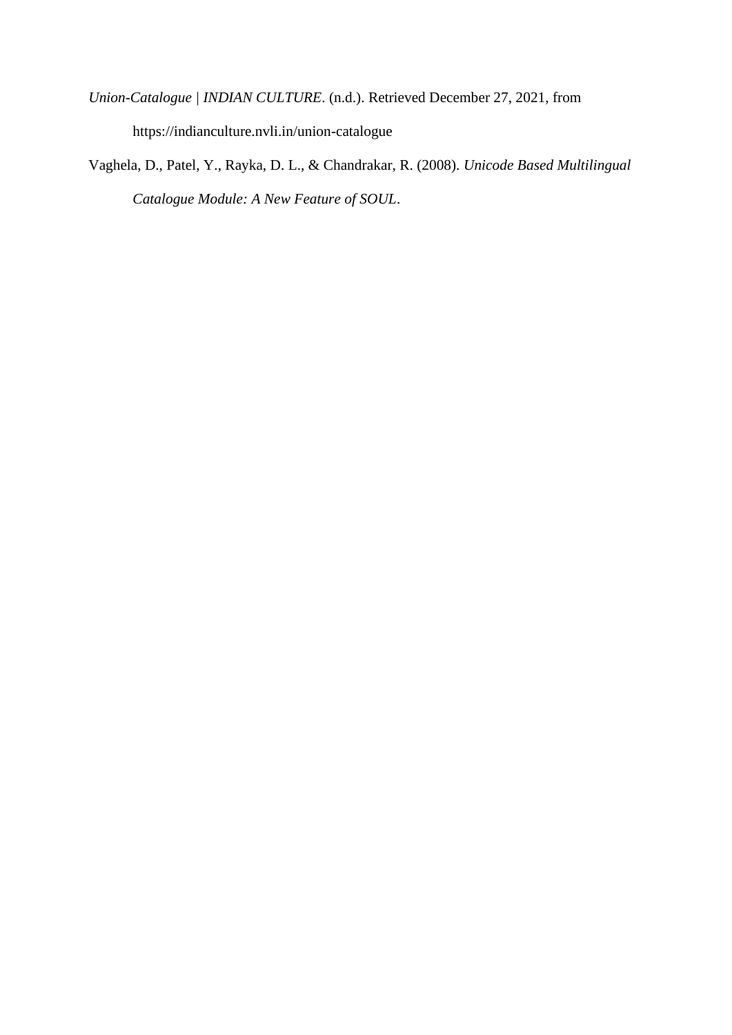*Union-Catalogue | INDIAN CULTURE*. (n.d.). Retrieved December 27, 2021, from https://indianculture.nvli.in/union-catalogue

Vaghela, D., Patel, Y., Rayka, D. L., & Chandrakar, R. (2008). *Unicode Based Multilingual Catalogue Module: A New Feature of SOUL*.